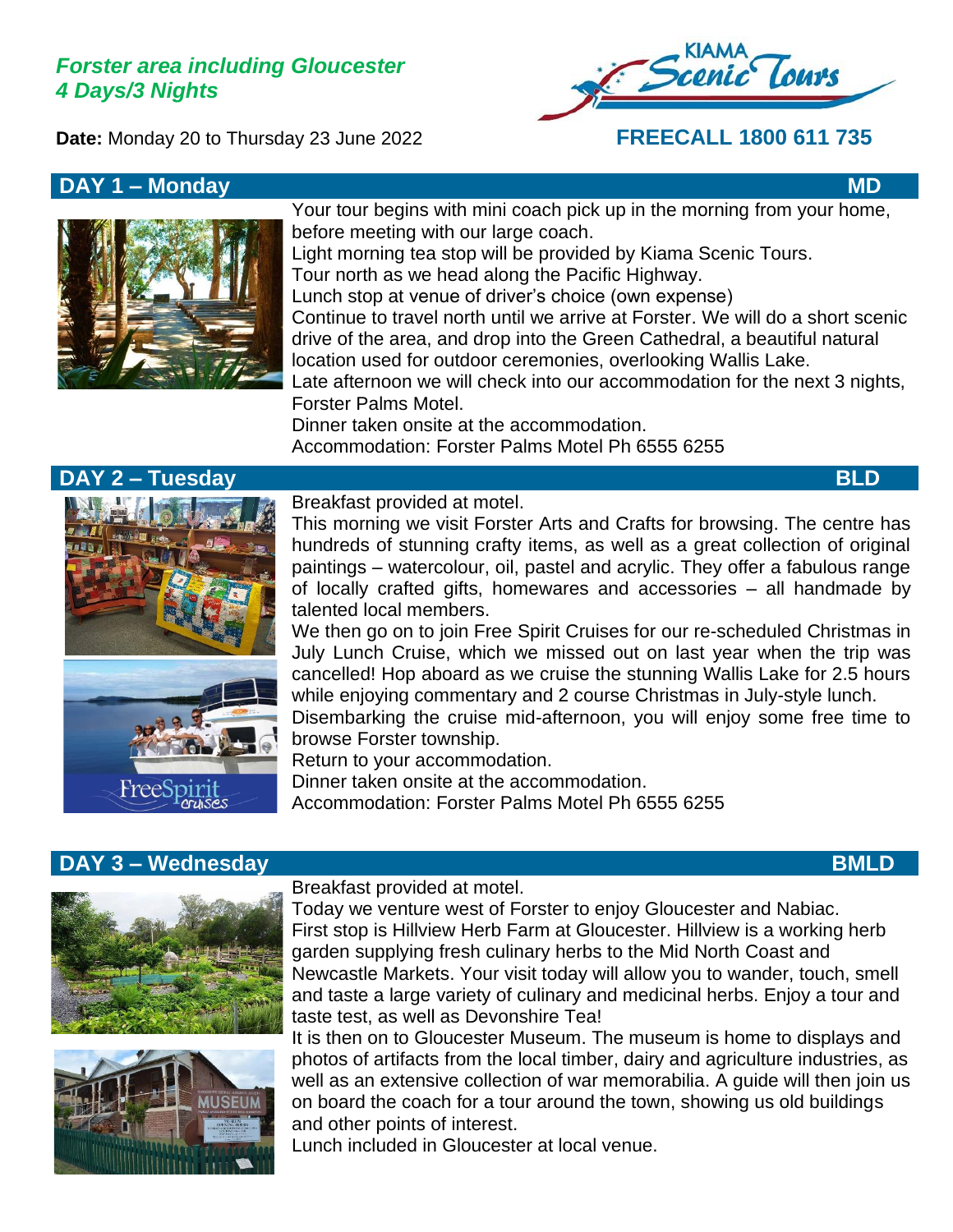## *Forster area including Gloucester*
## *4 Days/3 Nights*

KIAMA Scenic Tours

**Date:** Monday 20 to Thursday 23 June 2022

**FREECALL 1800 611 735**

### DAY 1 – Monday — MD

Your tour begins with mini coach pick up in the morning from your home, before meeting with our large coach.
Light morning tea stop will be provided by Kiama Scenic Tours.
Tour north as we head along the Pacific Highway.
Lunch stop at venue of driver's choice (own expense)
Continue to travel north until we arrive at Forster. We will do a short scenic drive of the area, and drop into the Green Cathedral, a beautiful natural location used for outdoor ceremonies, overlooking Wallis Lake.
Late afternoon we will check into our accommodation for the next 3 nights, Forster Palms Motel.
Dinner taken onsite at the accommodation.
Accommodation: Forster Palms Motel Ph 6555 6255

### DAY 2 – Tuesday — BLD

Breakfast provided at motel.
This morning we visit Forster Arts and Crafts for browsing. The centre has hundreds of stunning crafty items, as well as a great collection of original paintings – watercolour, oil, pastel and acrylic. They offer a fabulous range of locally crafted gifts, homewares and accessories – all handmade by talented local members.
We then go on to join Free Spirit Cruises for our re-scheduled Christmas in July Lunch Cruise, which we missed out on last year when the trip was cancelled! Hop aboard as we cruise the stunning Wallis Lake for 2.5 hours while enjoying commentary and 2 course Christmas in July-style lunch.
Disembarking the cruise mid-afternoon, you will enjoy some free time to browse Forster township.
Return to your accommodation.
Dinner taken onsite at the accommodation.
Accommodation: Forster Palms Motel Ph 6555 6255

### DAY 3 – Wednesday — BMLD

Breakfast provided at motel.
Today we venture west of Forster to enjoy Gloucester and Nabiac.
First stop is Hillview Herb Farm at Gloucester. Hillview is a working herb garden supplying fresh culinary herbs to the Mid North Coast and Newcastle Markets. Your visit today will allow you to wander, touch, smell and taste a large variety of culinary and medicinal herbs. Enjoy a tour and taste test, as well as Devonshire Tea!
It is then on to Gloucester Museum. The museum is home to displays and photos of artifacts from the local timber, dairy and agriculture industries, as well as an extensive collection of war memorabilia. A guide will then join us on board the coach for a tour around the town, showing us old buildings and other points of interest.
Lunch included in Gloucester at local venue.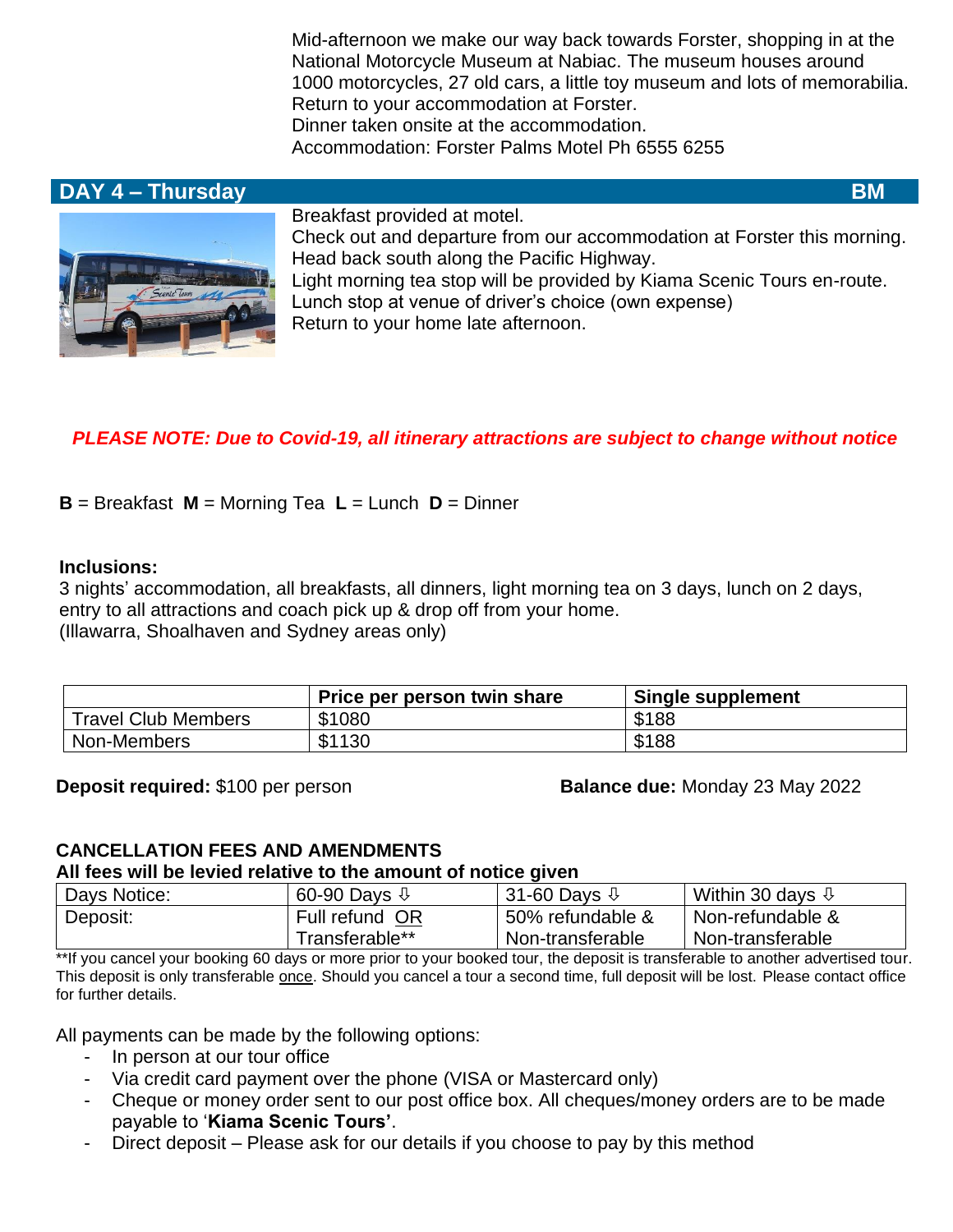Mid-afternoon we make our way back towards Forster, shopping in at the National Motorcycle Museum at Nabiac. The museum houses around 1000 motorcycles, 27 old cars, a little toy museum and lots of memorabilia.
Return to your accommodation at Forster.
Dinner taken onsite at the accommodation.
Accommodation: Forster Palms Motel Ph 6555 6255

## DAY 4 – Thursday BM

Breakfast provided at motel.
Check out and departure from our accommodation at Forster this morning.
Head back south along the Pacific Highway.
Light morning tea stop will be provided by Kiama Scenic Tours en-route.
Lunch stop at venue of driver's choice (own expense)
Return to your home late afternoon.

***PLEASE NOTE: Due to Covid-19, all itinerary attractions are subject to change without notice***

**B** = Breakfast **M** = Morning Tea **L** = Lunch **D** = Dinner

**Inclusions:**
3 nights' accommodation, all breakfasts, all dinners, light morning tea on 3 days, lunch on 2 days, entry to all attractions and coach pick up & drop off from your home.
(Illawarra, Shoalhaven and Sydney areas only)

| | Price per person twin share | Single supplement |
|---|---|---|
| Travel Club Members | $1080 | $188 |
| Non-Members | $1130 | $188 |

**Deposit required:** $100 per person

**Balance due:** Monday 23 May 2022

**CANCELLATION FEES AND AMENDMENTS**
**All fees will be levied relative to the amount of notice given**

| Days Notice: | 60-90 Days ⇩ | 31-60 Days ⇩ | Within 30 days ⇩ |
|---|---|---|---|
| Deposit: | Full refund OR Transferable** | 50% refundable & Non-transferable | Non-refundable & Non-transferable |

**If you cancel your booking 60 days or more prior to your booked tour, the deposit is transferable to another advertised tour. This deposit is only transferable once. Should you cancel a tour a second time, full deposit will be lost. Please contact office for further details.

All payments can be made by the following options:
- In person at our tour office
- Via credit card payment over the phone (VISA or Mastercard only)
- Cheque or money order sent to our post office box. All cheques/money orders are to be made payable to '**Kiama Scenic Tours'**.
- Direct deposit – Please ask for our details if you choose to pay by this method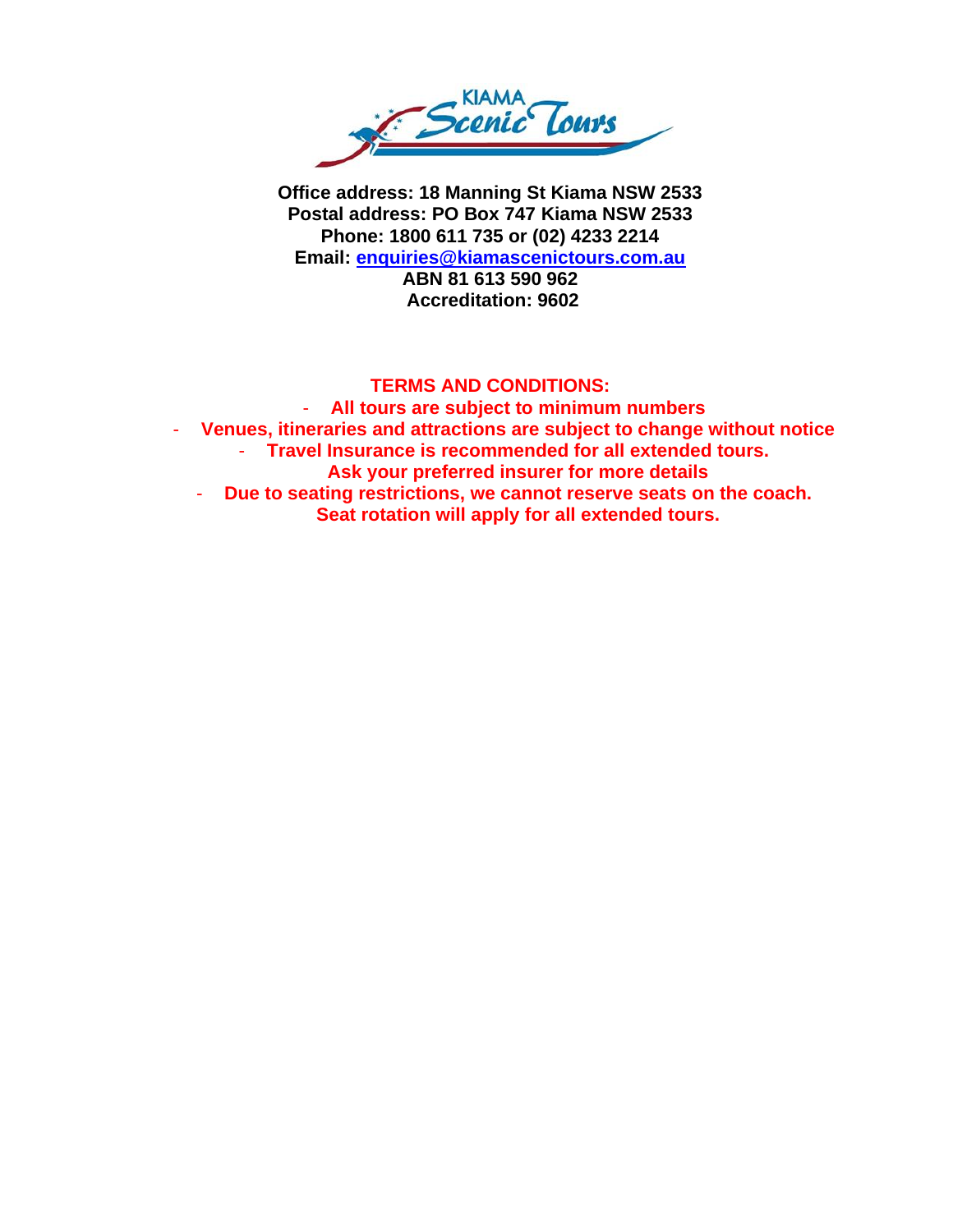**Office address: 18 Manning St Kiama NSW 2533**
**Postal address: PO Box 747 Kiama NSW 2533**
**Phone: 1800 611 735 or (02) 4233 2214**
**Email: [enquiries@kiamascenictours.com.au](mailto:enquiries@kiamascenictours.com.au)**
**ABN 81 613 590 962**
**Accreditation: 9602**

**TERMS AND CONDITIONS:**

- **All tours are subject to minimum numbers**
- **Venues, itineraries and attractions are subject to change without notice**
- **Travel Insurance is recommended for all extended tours. Ask your preferred insurer for more details**
- **Due to seating restrictions, we cannot reserve seats on the coach. Seat rotation will apply for all extended tours.**